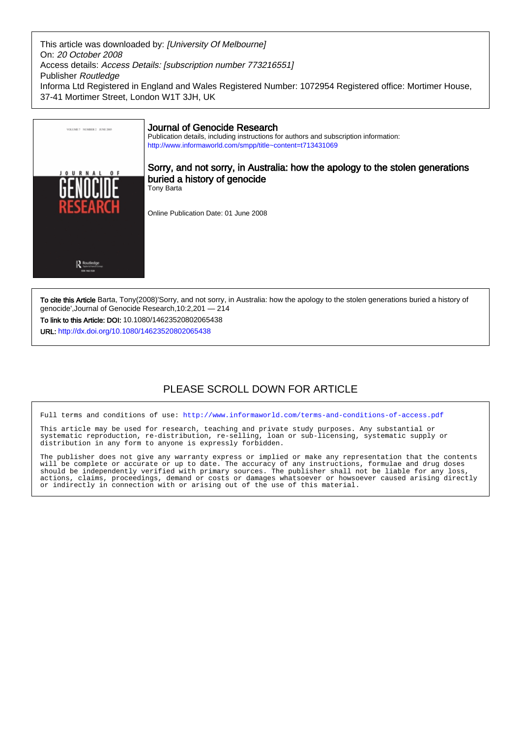This article was downloaded by: *[University Of Melbourne]*
On: *20 October 2008*
Access details: *Access Details: [subscription number 773216551]*
Publisher *Routledge*
Informa Ltd Registered in England and Wales Registered Number: 1072954 Registered office: Mortimer House, 37-41 Mortimer Street, London W1T 3JH, UK

## Journal of Genocide Research

Publication details, including instructions for authors and subscription information:
http://www.informaworld.com/smpp/title~content=t713431069

# Sorry, and not sorry, in Australia: how the apology to the stolen generations buried a history of genocide

Tony Barta

Online Publication Date: 01 June 2008

**To cite this Article** Barta, Tony(2008)'Sorry, and not sorry, in Australia: how the apology to the stolen generations buried a history of genocide',Journal of Genocide Research,10:2,201 — 214

**To link to this Article: DOI:** 10.1080/14623520802065438

**URL:** http://dx.doi.org/10.1080/14623520802065438

PLEASE SCROLL DOWN FOR ARTICLE

Full terms and conditions of use: http://www.informaworld.com/terms-and-conditions-of-access.pdf

This article may be used for research, teaching and private study purposes. Any substantial or systematic reproduction, re-distribution, re-selling, loan or sub-licensing, systematic supply or distribution in any form to anyone is expressly forbidden.

The publisher does not give any warranty express or implied or make any representation that the contents will be complete or accurate or up to date. The accuracy of any instructions, formulae and drug doses should be independently verified with primary sources. The publisher shall not be liable for any loss, actions, claims, proceedings, demand or costs or damages whatsoever or howsoever caused arising directly or indirectly in connection with or arising out of the use of this material.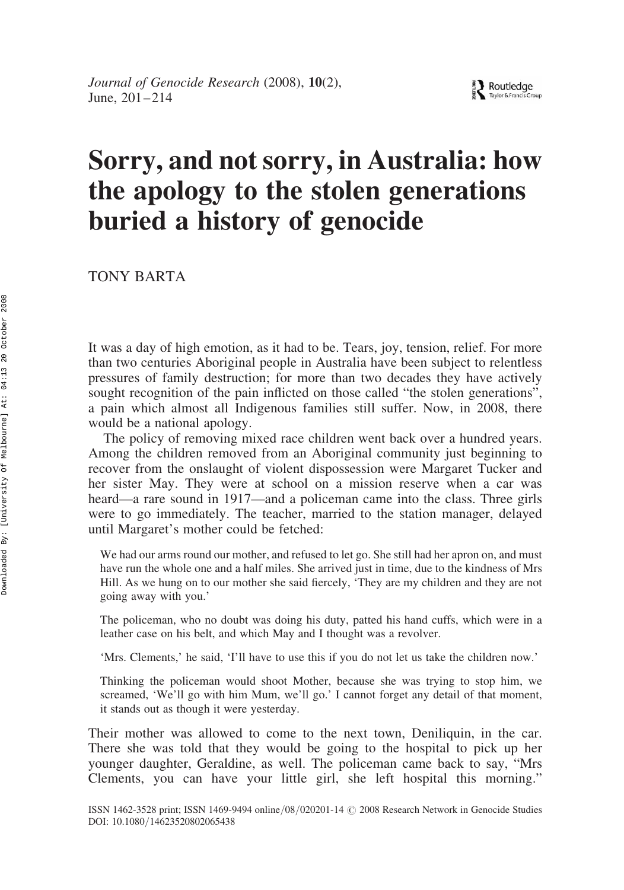# Sorry, and not sorry, in Australia: how the apology to the stolen generations buried a history of genocide

TONY BARTA

It was a day of high emotion, as it had to be. Tears, joy, tension, relief. For more than two centuries Aboriginal people in Australia have been subject to relentless pressures of family destruction; for more than two decades they have actively sought recognition of the pain inflicted on those called "the stolen generations", a pain which almost all Indigenous families still suffer. Now, in 2008, there would be a national apology.

The policy of removing mixed race children went back over a hundred years. Among the children removed from an Aboriginal community just beginning to recover from the onslaught of violent dispossession were Margaret Tucker and her sister May. They were at school on a mission reserve when a car was heard—a rare sound in 1917—and a policeman came into the class. Three girls were to go immediately. The teacher, married to the station manager, delayed until Margaret's mother could be fetched:

> We had our arms round our mother, and refused to let go. She still had her apron on, and must have run the whole one and a half miles. She arrived just in time, due to the kindness of Mrs Hill. As we hung on to our mother she said fiercely, 'They are my children and they are not going away with you.'
>
> The policeman, who no doubt was doing his duty, patted his hand cuffs, which were in a leather case on his belt, and which May and I thought was a revolver.
>
> 'Mrs. Clements,' he said, 'I'll have to use this if you do not let us take the children now.'
>
> Thinking the policeman would shoot Mother, because she was trying to stop him, we screamed, 'We'll go with him Mum, we'll go.' I cannot forget any detail of that moment, it stands out as though it were yesterday.

Their mother was allowed to come to the next town, Deniliquin, in the car. There she was told that they would be going to the hospital to pick up her younger daughter, Geraldine, as well. The policeman came back to say, "Mrs Clements, you can have your little girl, she left hospital this morning."

ISSN 1462-3528 print; ISSN 1469-9494 online/08/020201-14 © 2008 Research Network in Genocide Studies
DOI: 10.1080/14623520802065438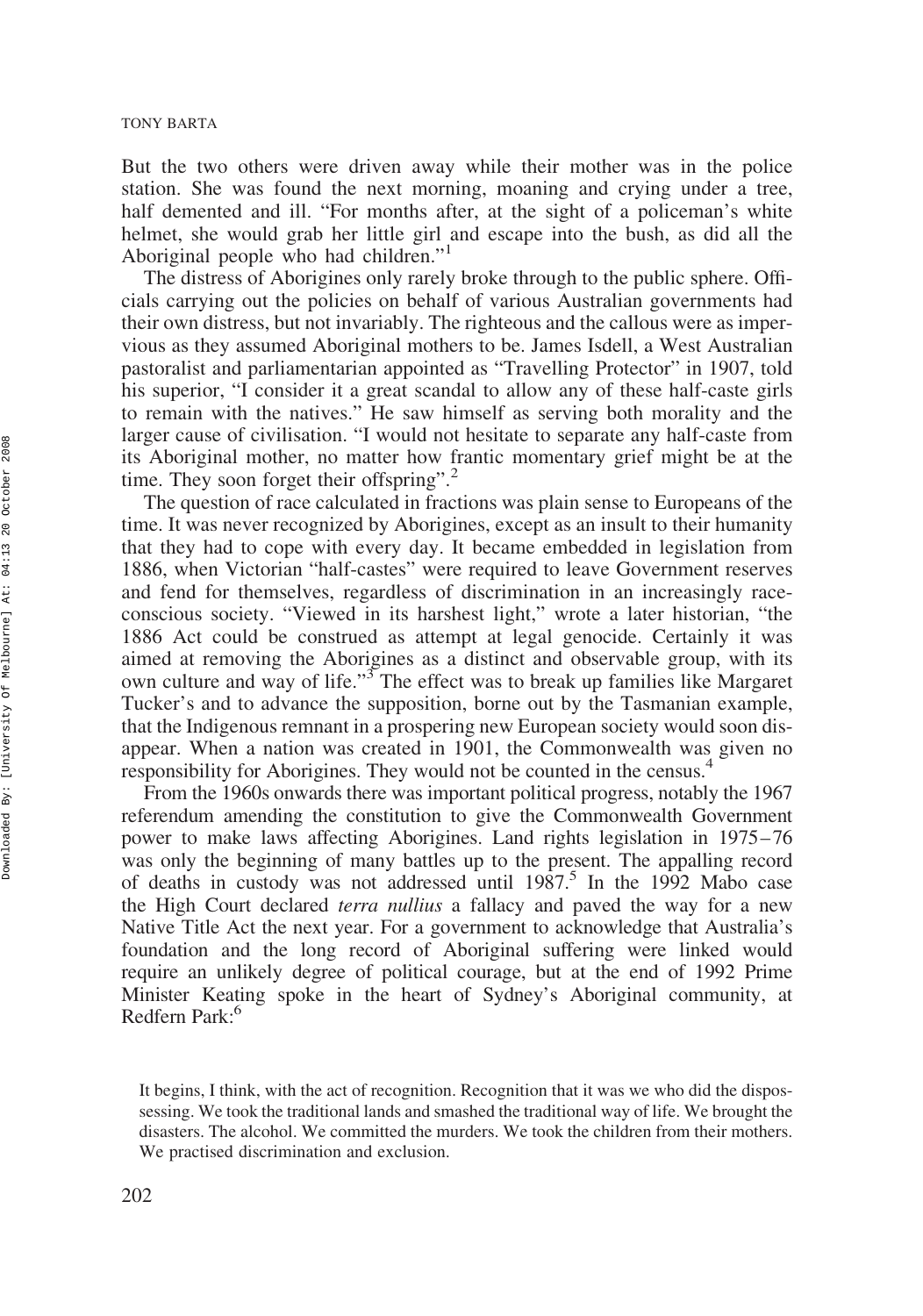But the two others were driven away while their mother was in the police station. She was found the next morning, moaning and crying under a tree, half demented and ill. "For months after, at the sight of a policeman's white helmet, she would grab her little girl and escape into the bush, as did all the Aboriginal people who had children."[1]

The distress of Aborigines only rarely broke through to the public sphere. Officials carrying out the policies on behalf of various Australian governments had their own distress, but not invariably. The righteous and the callous were as impervious as they assumed Aboriginal mothers to be. James Isdell, a West Australian pastoralist and parliamentarian appointed as "Travelling Protector" in 1907, told his superior, "I consider it a great scandal to allow any of these half-caste girls to remain with the natives." He saw himself as serving both morality and the larger cause of civilisation. "I would not hesitate to separate any half-caste from its Aboriginal mother, no matter how frantic momentary grief might be at the time. They soon forget their offspring".[2]

The question of race calculated in fractions was plain sense to Europeans of the time. It was never recognized by Aborigines, except as an insult to their humanity that they had to cope with every day. It became embedded in legislation from 1886, when Victorian "half-castes" were required to leave Government reserves and fend for themselves, regardless of discrimination in an increasingly race-conscious society. "Viewed in its harshest light," wrote a later historian, "the 1886 Act could be construed as attempt at legal genocide. Certainly it was aimed at removing the Aborigines as a distinct and observable group, with its own culture and way of life."[3] The effect was to break up families like Margaret Tucker's and to advance the supposition, borne out by the Tasmanian example, that the Indigenous remnant in a prospering new European society would soon disappear. When a nation was created in 1901, the Commonwealth was given no responsibility for Aborigines. They would not be counted in the census.[4]

From the 1960s onwards there was important political progress, notably the 1967 referendum amending the constitution to give the Commonwealth Government power to make laws affecting Aborigines. Land rights legislation in 1975–76 was only the beginning of many battles up to the present. The appalling record of deaths in custody was not addressed until 1987.[5] In the 1992 Mabo case the High Court declared *terra nullius* a fallacy and paved the way for a new Native Title Act the next year. For a government to acknowledge that Australia's foundation and the long record of Aboriginal suffering were linked would require an unlikely degree of political courage, but at the end of 1992 Prime Minister Keating spoke in the heart of Sydney's Aboriginal community, at Redfern Park:[6]

> It begins, I think, with the act of recognition. Recognition that it was we who did the dispossessing. We took the traditional lands and smashed the traditional way of life. We brought the disasters. The alcohol. We committed the murders. We took the children from their mothers. We practised discrimination and exclusion.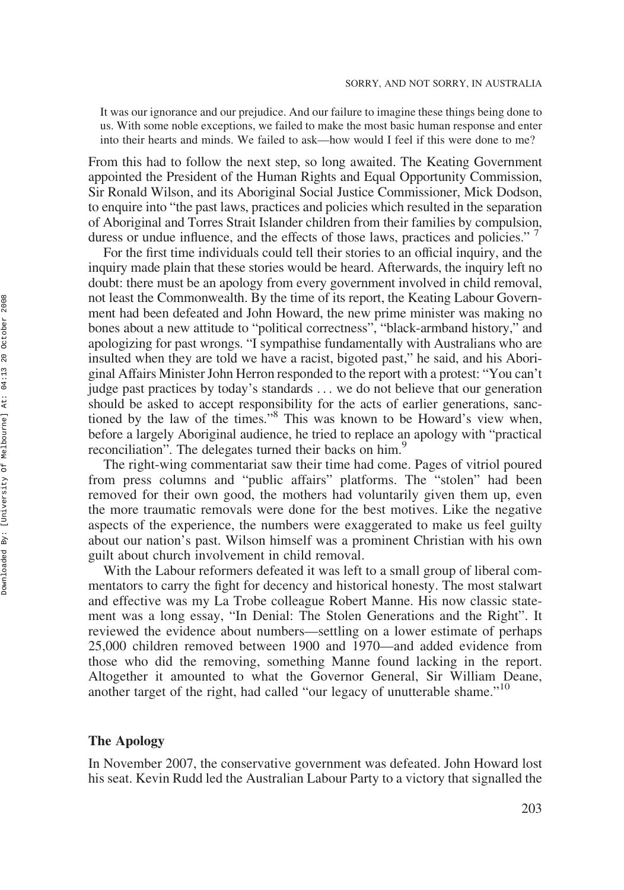> It was our ignorance and our prejudice. And our failure to imagine these things being done to us. With some noble exceptions, we failed to make the most basic human response and enter into their hearts and minds. We failed to ask—how would I feel if this were done to me?

From this had to follow the next step, so long awaited. The Keating Government appointed the President of the Human Rights and Equal Opportunity Commission, Sir Ronald Wilson, and its Aboriginal Social Justice Commissioner, Mick Dodson, to enquire into "the past laws, practices and policies which resulted in the separation of Aboriginal and Torres Strait Islander children from their families by compulsion, duress or undue influence, and the effects of those laws, practices and policies." [7]

For the first time individuals could tell their stories to an official inquiry, and the inquiry made plain that these stories would be heard. Afterwards, the inquiry left no doubt: there must be an apology from every government involved in child removal, not least the Commonwealth. By the time of its report, the Keating Labour Government had been defeated and John Howard, the new prime minister was making no bones about a new attitude to "political correctness", "black-armband history," and apologizing for past wrongs. "I sympathise fundamentally with Australians who are insulted when they are told we have a racist, bigoted past," he said, and his Aboriginal Affairs Minister John Herron responded to the report with a protest: "You can't judge past practices by today's standards . . . we do not believe that our generation should be asked to accept responsibility for the acts of earlier generations, sanctioned by the law of the times."[8] This was known to be Howard's view when, before a largely Aboriginal audience, he tried to replace an apology with "practical reconciliation". The delegates turned their backs on him.[9]

The right-wing commentariat saw their time had come. Pages of vitriol poured from press columns and "public affairs" platforms. The "stolen" had been removed for their own good, the mothers had voluntarily given them up, even the more traumatic removals were done for the best motives. Like the negative aspects of the experience, the numbers were exaggerated to make us feel guilty about our nation's past. Wilson himself was a prominent Christian with his own guilt about church involvement in child removal.

With the Labour reformers defeated it was left to a small group of liberal commentators to carry the fight for decency and historical honesty. The most stalwart and effective was my La Trobe colleague Robert Manne. His now classic statement was a long essay, "In Denial: The Stolen Generations and the Right". It reviewed the evidence about numbers—settling on a lower estimate of perhaps 25,000 children removed between 1900 and 1970—and added evidence from those who did the removing, something Manne found lacking in the report. Altogether it amounted to what the Governor General, Sir William Deane, another target of the right, had called "our legacy of unutterable shame."[10]

## The Apology

In November 2007, the conservative government was defeated. John Howard lost his seat. Kevin Rudd led the Australian Labour Party to a victory that signalled the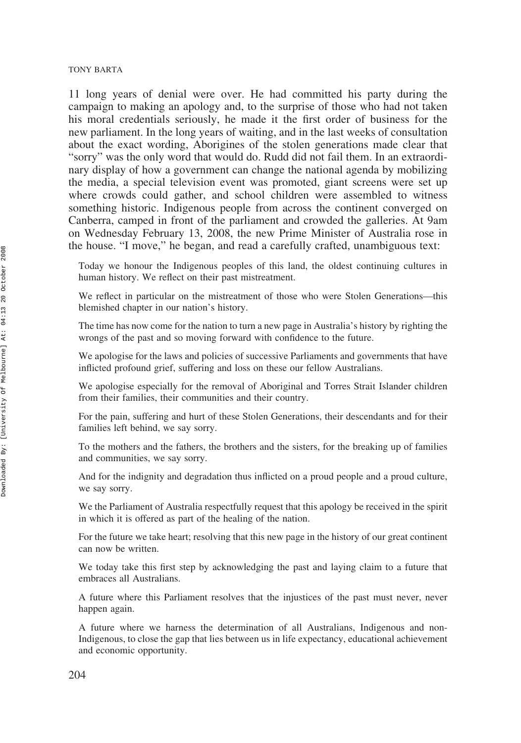11 long years of denial were over. He had committed his party during the campaign to making an apology and, to the surprise of those who had not taken his moral credentials seriously, he made it the first order of business for the new parliament. In the long years of waiting, and in the last weeks of consultation about the exact wording, Aborigines of the stolen generations made clear that "sorry" was the only word that would do. Rudd did not fail them. In an extraordinary display of how a government can change the national agenda by mobilizing the media, a special television event was promoted, giant screens were set up where crowds could gather, and school children were assembled to witness something historic. Indigenous people from across the continent converged on Canberra, camped in front of the parliament and crowded the galleries. At 9am on Wednesday February 13, 2008, the new Prime Minister of Australia rose in the house. "I move," he began, and read a carefully crafted, unambiguous text:

> Today we honour the Indigenous peoples of this land, the oldest continuing cultures in human history. We reflect on their past mistreatment.
>
> We reflect in particular on the mistreatment of those who were Stolen Generations—this blemished chapter in our nation's history.
>
> The time has now come for the nation to turn a new page in Australia's history by righting the wrongs of the past and so moving forward with confidence to the future.
>
> We apologise for the laws and policies of successive Parliaments and governments that have inflicted profound grief, suffering and loss on these our fellow Australians.
>
> We apologise especially for the removal of Aboriginal and Torres Strait Islander children from their families, their communities and their country.
>
> For the pain, suffering and hurt of these Stolen Generations, their descendants and for their families left behind, we say sorry.
>
> To the mothers and the fathers, the brothers and the sisters, for the breaking up of families and communities, we say sorry.
>
> And for the indignity and degradation thus inflicted on a proud people and a proud culture, we say sorry.
>
> We the Parliament of Australia respectfully request that this apology be received in the spirit in which it is offered as part of the healing of the nation.
>
> For the future we take heart; resolving that this new page in the history of our great continent can now be written.
>
> We today take this first step by acknowledging the past and laying claim to a future that embraces all Australians.
>
> A future where this Parliament resolves that the injustices of the past must never, never happen again.
>
> A future where we harness the determination of all Australians, Indigenous and non-Indigenous, to close the gap that lies between us in life expectancy, educational achievement and economic opportunity.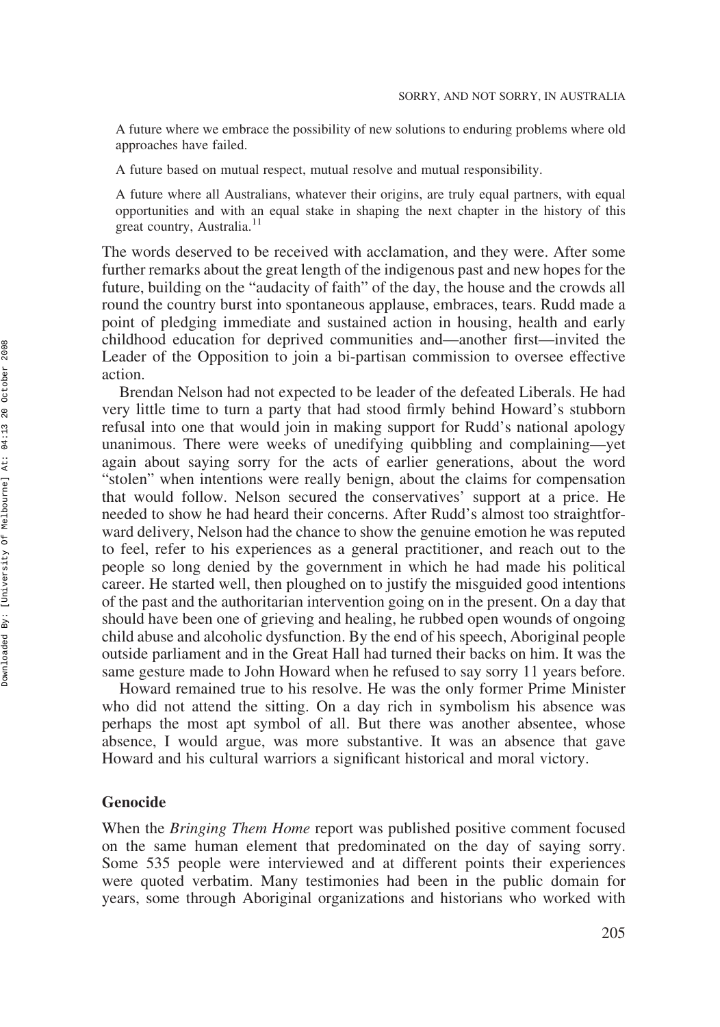A future where we embrace the possibility of new solutions to enduring problems where old approaches have failed.

A future based on mutual respect, mutual resolve and mutual responsibility.

A future where all Australians, whatever their origins, are truly equal partners, with equal opportunities and with an equal stake in shaping the next chapter in the history of this great country, Australia.[11]

The words deserved to be received with acclamation, and they were. After some further remarks about the great length of the indigenous past and new hopes for the future, building on the "audacity of faith" of the day, the house and the crowds all round the country burst into spontaneous applause, embraces, tears. Rudd made a point of pledging immediate and sustained action in housing, health and early childhood education for deprived communities and—another first—invited the Leader of the Opposition to join a bi-partisan commission to oversee effective action.

Brendan Nelson had not expected to be leader of the defeated Liberals. He had very little time to turn a party that had stood firmly behind Howard's stubborn refusal into one that would join in making support for Rudd's national apology unanimous. There were weeks of unedifying quibbling and complaining—yet again about saying sorry for the acts of earlier generations, about the word "stolen" when intentions were really benign, about the claims for compensation that would follow. Nelson secured the conservatives' support at a price. He needed to show he had heard their concerns. After Rudd's almost too straightforward delivery, Nelson had the chance to show the genuine emotion he was reputed to feel, refer to his experiences as a general practitioner, and reach out to the people so long denied by the government in which he had made his political career. He started well, then ploughed on to justify the misguided good intentions of the past and the authoritarian intervention going on in the present. On a day that should have been one of grieving and healing, he rubbed open wounds of ongoing child abuse and alcoholic dysfunction. By the end of his speech, Aboriginal people outside parliament and in the Great Hall had turned their backs on him. It was the same gesture made to John Howard when he refused to say sorry 11 years before.

Howard remained true to his resolve. He was the only former Prime Minister who did not attend the sitting. On a day rich in symbolism his absence was perhaps the most apt symbol of all. But there was another absentee, whose absence, I would argue, was more substantive. It was an absence that gave Howard and his cultural warriors a significant historical and moral victory.

## Genocide

When the *Bringing Them Home* report was published positive comment focused on the same human element that predominated on the day of saying sorry. Some 535 people were interviewed and at different points their experiences were quoted verbatim. Many testimonies had been in the public domain for years, some through Aboriginal organizations and historians who worked with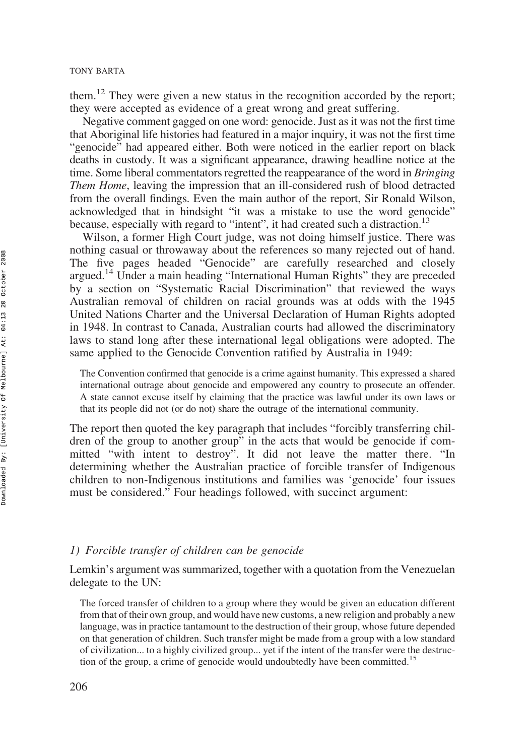them.[12] They were given a new status in the recognition accorded by the report; they were accepted as evidence of a great wrong and great suffering.

Negative comment gagged on one word: genocide. Just as it was not the first time that Aboriginal life histories had featured in a major inquiry, it was not the first time "genocide" had appeared either. Both were noticed in the earlier report on black deaths in custody. It was a significant appearance, drawing headline notice at the time. Some liberal commentators regretted the reappearance of the word in *Bringing Them Home*, leaving the impression that an ill-considered rush of blood detracted from the overall findings. Even the main author of the report, Sir Ronald Wilson, acknowledged that in hindsight "it was a mistake to use the word genocide" because, especially with regard to "intent", it had created such a distraction.[13]

Wilson, a former High Court judge, was not doing himself justice. There was nothing casual or throwaway about the references so many rejected out of hand. The five pages headed "Genocide" are carefully researched and closely argued.[14] Under a main heading "International Human Rights" they are preceded by a section on "Systematic Racial Discrimination" that reviewed the ways Australian removal of children on racial grounds was at odds with the 1945 United Nations Charter and the Universal Declaration of Human Rights adopted in 1948. In contrast to Canada, Australian courts had allowed the discriminatory laws to stand long after these international legal obligations were adopted. The same applied to the Genocide Convention ratified by Australia in 1949:

> The Convention confirmed that genocide is a crime against humanity. This expressed a shared international outrage about genocide and empowered any country to prosecute an offender. A state cannot excuse itself by claiming that the practice was lawful under its own laws or that its people did not (or do not) share the outrage of the international community.

The report then quoted the key paragraph that includes "forcibly transferring children of the group to another group" in the acts that would be genocide if committed "with intent to destroy". It did not leave the matter there. "In determining whether the Australian practice of forcible transfer of Indigenous children to non-Indigenous institutions and families was 'genocide' four issues must be considered." Four headings followed, with succinct argument:

### *1) Forcible transfer of children can be genocide*

Lemkin's argument was summarized, together with a quotation from the Venezuelan delegate to the UN:

> The forced transfer of children to a group where they would be given an education different from that of their own group, and would have new customs, a new religion and probably a new language, was in practice tantamount to the destruction of their group, whose future depended on that generation of children. Such transfer might be made from a group with a low standard of civilization... to a highly civilized group... yet if the intent of the transfer were the destruction of the group, a crime of genocide would undoubtedly have been committed.[15]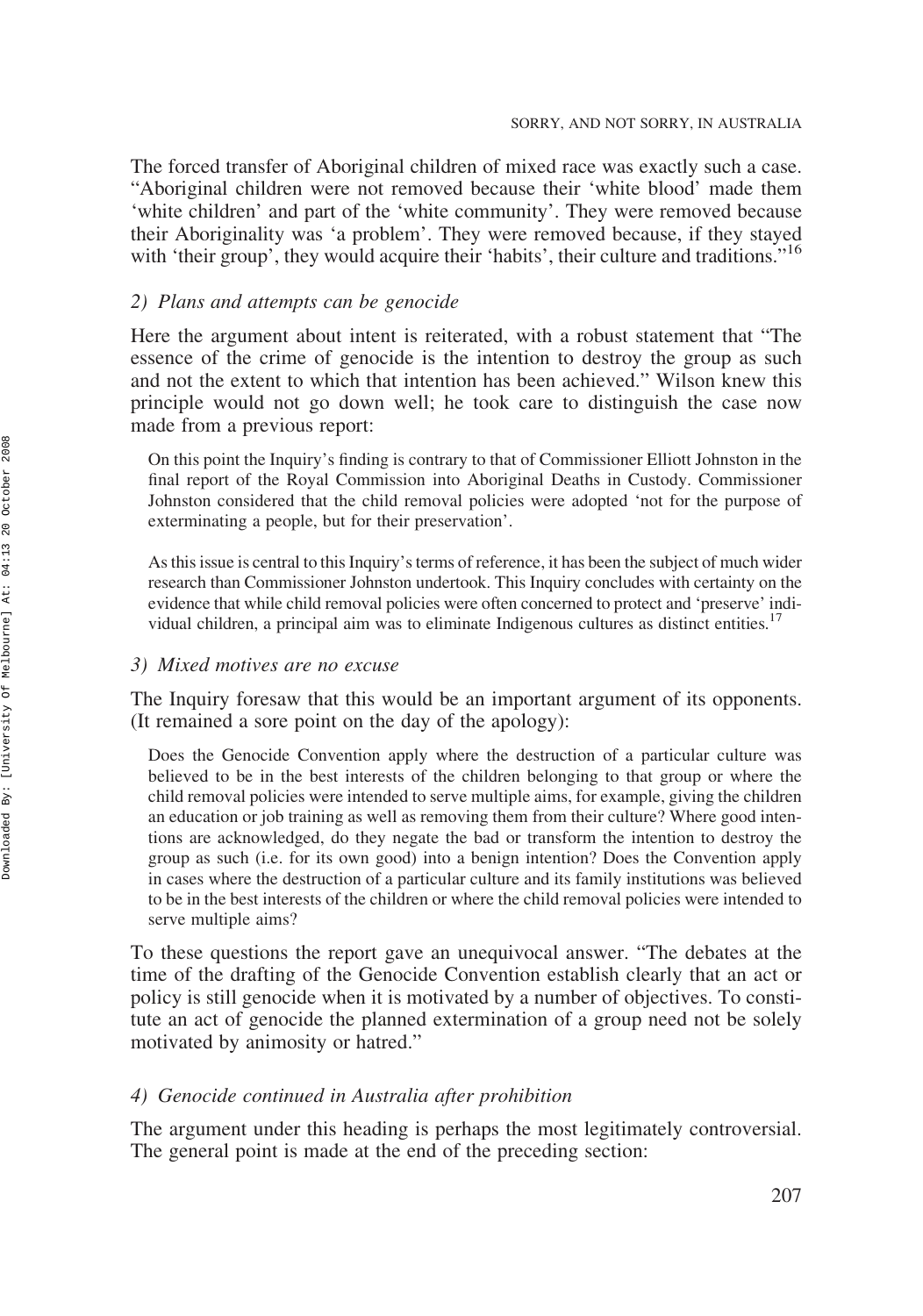The forced transfer of Aboriginal children of mixed race was exactly such a case. "Aboriginal children were not removed because their 'white blood' made them 'white children' and part of the 'white community'. They were removed because their Aboriginality was 'a problem'. They were removed because, if they stayed with 'their group', they would acquire their 'habits', their culture and traditions."[16]

### *2) Plans and attempts can be genocide*

Here the argument about intent is reiterated, with a robust statement that "The essence of the crime of genocide is the intention to destroy the group as such and not the extent to which that intention has been achieved." Wilson knew this principle would not go down well; he took care to distinguish the case now made from a previous report:

> On this point the Inquiry's finding is contrary to that of Commissioner Elliott Johnston in the final report of the Royal Commission into Aboriginal Deaths in Custody. Commissioner Johnston considered that the child removal policies were adopted 'not for the purpose of exterminating a people, but for their preservation'.
>
> As this issue is central to this Inquiry's terms of reference, it has been the subject of much wider research than Commissioner Johnston undertook. This Inquiry concludes with certainty on the evidence that while child removal policies were often concerned to protect and 'preserve' individual children, a principal aim was to eliminate Indigenous cultures as distinct entities.[17]

### *3) Mixed motives are no excuse*

The Inquiry foresaw that this would be an important argument of its opponents. (It remained a sore point on the day of the apology):

> Does the Genocide Convention apply where the destruction of a particular culture was believed to be in the best interests of the children belonging to that group or where the child removal policies were intended to serve multiple aims, for example, giving the children an education or job training as well as removing them from their culture? Where good intentions are acknowledged, do they negate the bad or transform the intention to destroy the group as such (i.e. for its own good) into a benign intention? Does the Convention apply in cases where the destruction of a particular culture and its family institutions was believed to be in the best interests of the children or where the child removal policies were intended to serve multiple aims?

To these questions the report gave an unequivocal answer. "The debates at the time of the drafting of the Genocide Convention establish clearly that an act or policy is still genocide when it is motivated by a number of objectives. To constitute an act of genocide the planned extermination of a group need not be solely motivated by animosity or hatred."

### *4) Genocide continued in Australia after prohibition*

The argument under this heading is perhaps the most legitimately controversial. The general point is made at the end of the preceding section: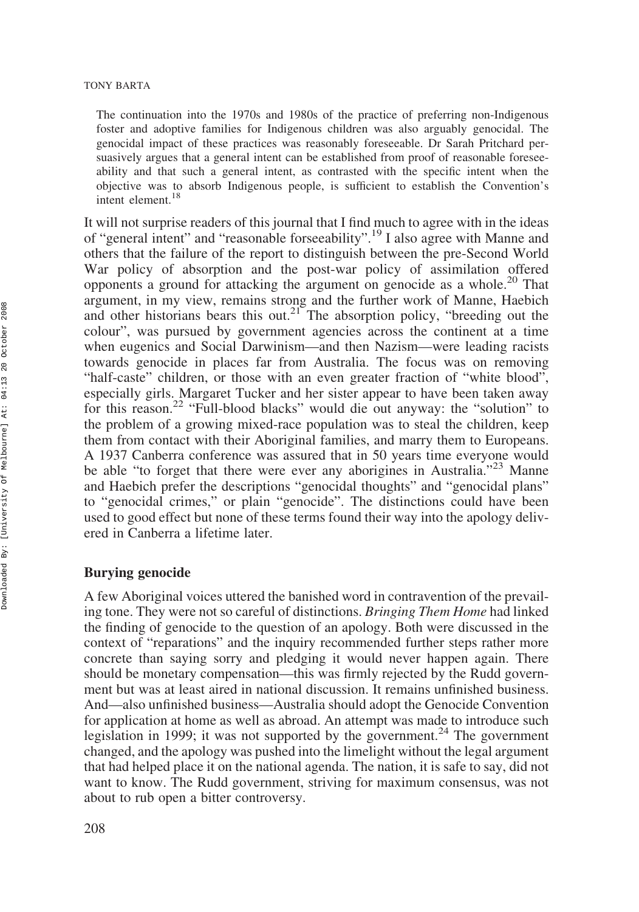> The continuation into the 1970s and 1980s of the practice of preferring non-Indigenous foster and adoptive families for Indigenous children was also arguably genocidal. The genocidal impact of these practices was reasonably foreseeable. Dr Sarah Pritchard persuasively argues that a general intent can be established from proof of reasonable foreseeability and that such a general intent, as contrasted with the specific intent when the objective was to absorb Indigenous people, is sufficient to establish the Convention's intent element.[18]

It will not surprise readers of this journal that I find much to agree with in the ideas of "general intent" and "reasonable forseeability".[19] I also agree with Manne and others that the failure of the report to distinguish between the pre-Second World War policy of absorption and the post-war policy of assimilation offered opponents a ground for attacking the argument on genocide as a whole.[20] That argument, in my view, remains strong and the further work of Manne, Haebich and other historians bears this out.[21] The absorption policy, "breeding out the colour", was pursued by government agencies across the continent at a time when eugenics and Social Darwinism—and then Nazism—were leading racists towards genocide in places far from Australia. The focus was on removing "half-caste" children, or those with an even greater fraction of "white blood", especially girls. Margaret Tucker and her sister appear to have been taken away for this reason.[22] "Full-blood blacks" would die out anyway: the "solution" to the problem of a growing mixed-race population was to steal the children, keep them from contact with their Aboriginal families, and marry them to Europeans. A 1937 Canberra conference was assured that in 50 years time everyone would be able "to forget that there were ever any aborigines in Australia."[23] Manne and Haebich prefer the descriptions "genocidal thoughts" and "genocidal plans" to "genocidal crimes," or plain "genocide". The distinctions could have been used to good effect but none of these terms found their way into the apology delivered in Canberra a lifetime later.

## Burying genocide

A few Aboriginal voices uttered the banished word in contravention of the prevailing tone. They were not so careful of distinctions. *Bringing Them Home* had linked the finding of genocide to the question of an apology. Both were discussed in the context of "reparations" and the inquiry recommended further steps rather more concrete than saying sorry and pledging it would never happen again. There should be monetary compensation—this was firmly rejected by the Rudd government but was at least aired in national discussion. It remains unfinished business. And—also unfinished business—Australia should adopt the Genocide Convention for application at home as well as abroad. An attempt was made to introduce such legislation in 1999; it was not supported by the government.[24] The government changed, and the apology was pushed into the limelight without the legal argument that had helped place it on the national agenda. The nation, it is safe to say, did not want to know. The Rudd government, striving for maximum consensus, was not about to rub open a bitter controversy.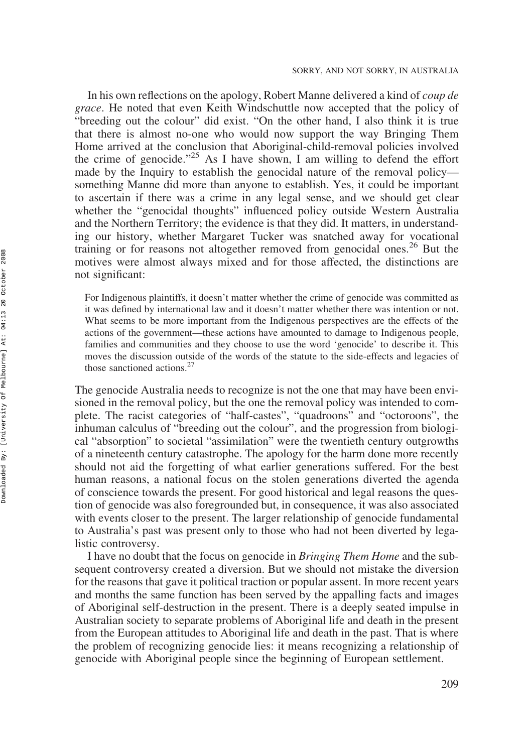In his own reflections on the apology, Robert Manne delivered a kind of *coup de grace*. He noted that even Keith Windschuttle now accepted that the policy of "breeding out the colour" did exist. "On the other hand, I also think it is true that there is almost no-one who would now support the way Bringing Them Home arrived at the conclusion that Aboriginal-child-removal policies involved the crime of genocide."[25] As I have shown, I am willing to defend the effort made by the Inquiry to establish the genocidal nature of the removal policy—something Manne did more than anyone to establish. Yes, it could be important to ascertain if there was a crime in any legal sense, and we should get clear whether the "genocidal thoughts" influenced policy outside Western Australia and the Northern Territory; the evidence is that they did. It matters, in understanding our history, whether Margaret Tucker was snatched away for vocational training or for reasons not altogether removed from genocidal ones.[26] But the motives were almost always mixed and for those affected, the distinctions are not significant:

> For Indigenous plaintiffs, it doesn't matter whether the crime of genocide was committed as it was defined by international law and it doesn't matter whether there was intention or not. What seems to be more important from the Indigenous perspectives are the effects of the actions of the government—these actions have amounted to damage to Indigenous people, families and communities and they choose to use the word 'genocide' to describe it. This moves the discussion outside of the words of the statute to the side-effects and legacies of those sanctioned actions.[27]

The genocide Australia needs to recognize is not the one that may have been envisioned in the removal policy, but the one the removal policy was intended to complete. The racist categories of "half-castes", "quadroons" and "octoroons", the inhuman calculus of "breeding out the colour", and the progression from biological "absorption" to societal "assimilation" were the twentieth century outgrowths of a nineteenth century catastrophe. The apology for the harm done more recently should not aid the forgetting of what earlier generations suffered. For the best human reasons, a national focus on the stolen generations diverted the agenda of conscience towards the present. For good historical and legal reasons the question of genocide was also foregrounded but, in consequence, it was also associated with events closer to the present. The larger relationship of genocide fundamental to Australia's past was present only to those who had not been diverted by legalistic controversy.

I have no doubt that the focus on genocide in *Bringing Them Home* and the subsequent controversy created a diversion. But we should not mistake the diversion for the reasons that gave it political traction or popular assent. In more recent years and months the same function has been served by the appalling facts and images of Aboriginal self-destruction in the present. There is a deeply seated impulse in Australian society to separate problems of Aboriginal life and death in the present from the European attitudes to Aboriginal life and death in the past. That is where the problem of recognizing genocide lies: it means recognizing a relationship of genocide with Aboriginal people since the beginning of European settlement.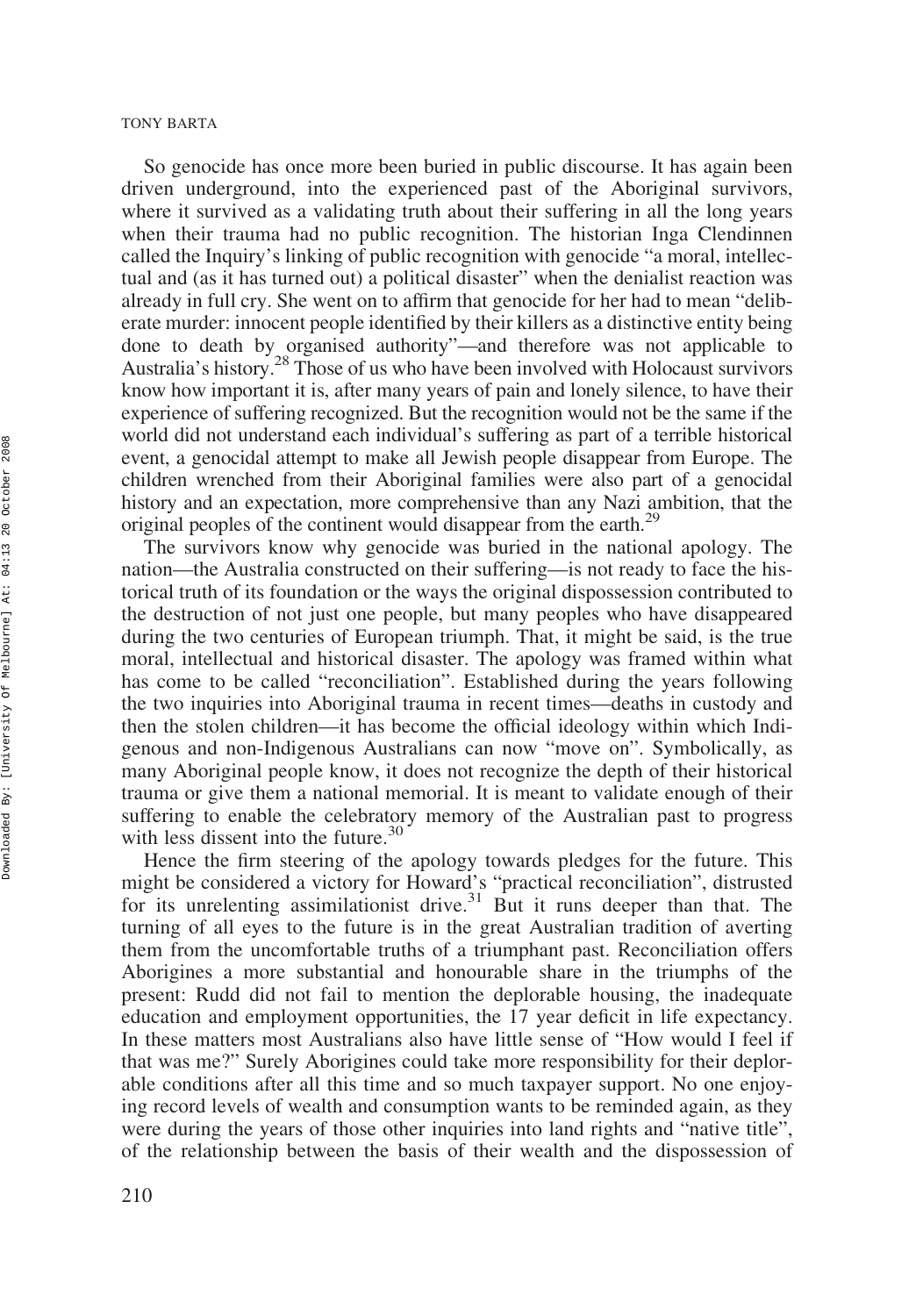So genocide has once more been buried in public discourse. It has again been driven underground, into the experienced past of the Aboriginal survivors, where it survived as a validating truth about their suffering in all the long years when their trauma had no public recognition. The historian Inga Clendinnen called the Inquiry's linking of public recognition with genocide "a moral, intellectual and (as it has turned out) a political disaster" when the denialist reaction was already in full cry. She went on to affirm that genocide for her had to mean "deliberate murder: innocent people identified by their killers as a distinctive entity being done to death by organised authority"—and therefore was not applicable to Australia's history.[28] Those of us who have been involved with Holocaust survivors know how important it is, after many years of pain and lonely silence, to have their experience of suffering recognized. But the recognition would not be the same if the world did not understand each individual's suffering as part of a terrible historical event, a genocidal attempt to make all Jewish people disappear from Europe. The children wrenched from their Aboriginal families were also part of a genocidal history and an expectation, more comprehensive than any Nazi ambition, that the original peoples of the continent would disappear from the earth.[29]

The survivors know why genocide was buried in the national apology. The nation—the Australia constructed on their suffering—is not ready to face the historical truth of its foundation or the ways the original dispossession contributed to the destruction of not just one people, but many peoples who have disappeared during the two centuries of European triumph. That, it might be said, is the true moral, intellectual and historical disaster. The apology was framed within what has come to be called "reconciliation". Established during the years following the two inquiries into Aboriginal trauma in recent times—deaths in custody and then the stolen children—it has become the official ideology within which Indigenous and non-Indigenous Australians can now "move on". Symbolically, as many Aboriginal people know, it does not recognize the depth of their historical trauma or give them a national memorial. It is meant to validate enough of their suffering to enable the celebratory memory of the Australian past to progress with less dissent into the future.[30]

Hence the firm steering of the apology towards pledges for the future. This might be considered a victory for Howard's "practical reconciliation", distrusted for its unrelenting assimilationist drive.[31] But it runs deeper than that. The turning of all eyes to the future is in the great Australian tradition of averting them from the uncomfortable truths of a triumphant past. Reconciliation offers Aborigines a more substantial and honourable share in the triumphs of the present: Rudd did not fail to mention the deplorable housing, the inadequate education and employment opportunities, the 17 year deficit in life expectancy. In these matters most Australians also have little sense of "How would I feel if that was me?" Surely Aborigines could take more responsibility for their deplorable conditions after all this time and so much taxpayer support. No one enjoying record levels of wealth and consumption wants to be reminded again, as they were during the years of those other inquiries into land rights and "native title", of the relationship between the basis of their wealth and the dispossession of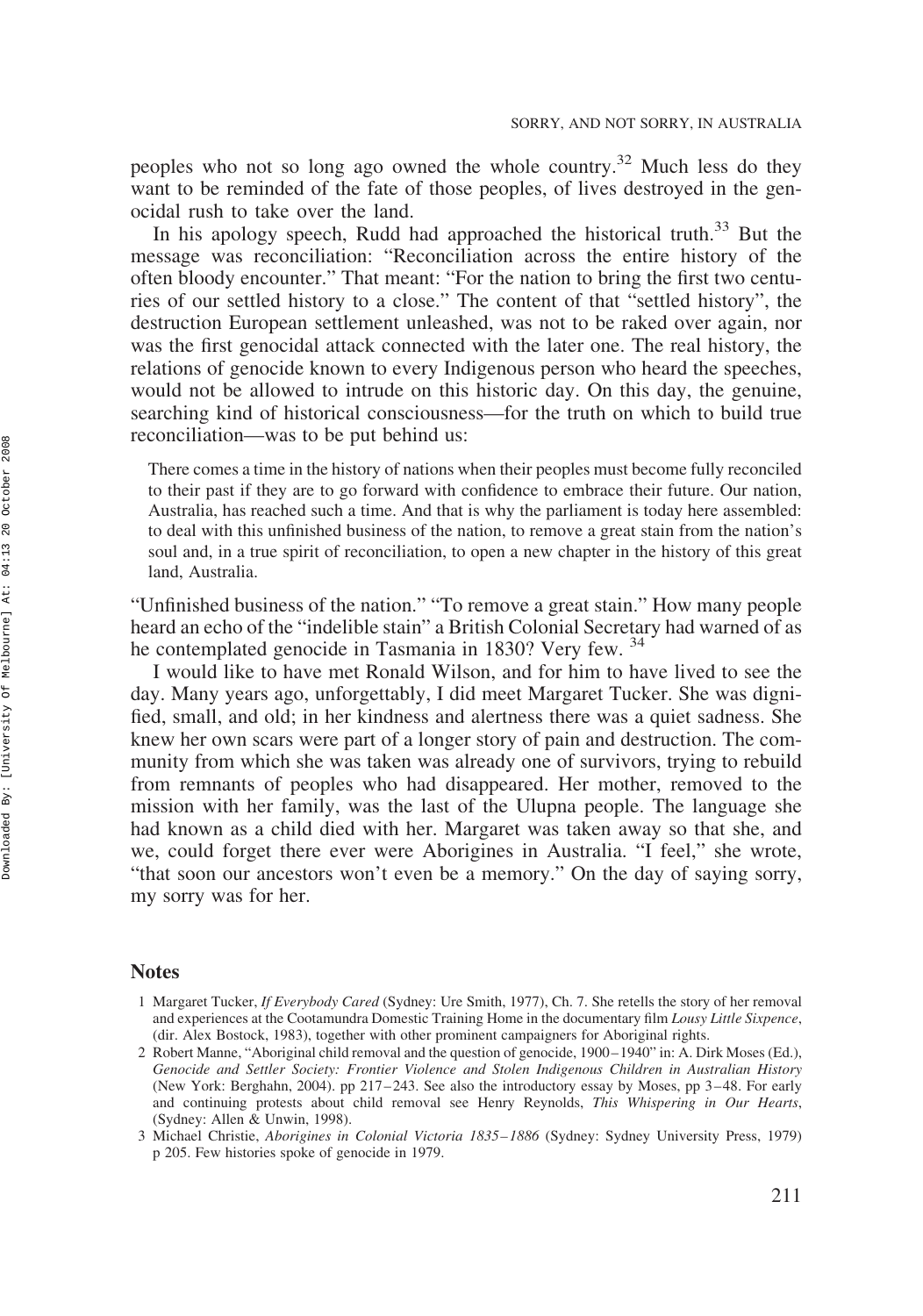peoples who not so long ago owned the whole country.[32] Much less do they want to be reminded of the fate of those peoples, of lives destroyed in the genocidal rush to take over the land.

In his apology speech, Rudd had approached the historical truth.[33] But the message was reconciliation: "Reconciliation across the entire history of the often bloody encounter." That meant: "For the nation to bring the first two centuries of our settled history to a close." The content of that "settled history", the destruction European settlement unleashed, was not to be raked over again, nor was the first genocidal attack connected with the later one. The real history, the relations of genocide known to every Indigenous person who heard the speeches, would not be allowed to intrude on this historic day. On this day, the genuine, searching kind of historical consciousness—for the truth on which to build true reconciliation—was to be put behind us:

> There comes a time in the history of nations when their peoples must become fully reconciled to their past if they are to go forward with confidence to embrace their future. Our nation, Australia, has reached such a time. And that is why the parliament is today here assembled: to deal with this unfinished business of the nation, to remove a great stain from the nation's soul and, in a true spirit of reconciliation, to open a new chapter in the history of this great land, Australia.

"Unfinished business of the nation." "To remove a great stain." How many people heard an echo of the "indelible stain" a British Colonial Secretary had warned of as he contemplated genocide in Tasmania in 1830? Very few. [34]

I would like to have met Ronald Wilson, and for him to have lived to see the day. Many years ago, unforgettably, I did meet Margaret Tucker. She was dignified, small, and old; in her kindness and alertness there was a quiet sadness. She knew her own scars were part of a longer story of pain and destruction. The community from which she was taken was already one of survivors, trying to rebuild from remnants of peoples who had disappeared. Her mother, removed to the mission with her family, was the last of the Ulupna people. The language she had known as a child died with her. Margaret was taken away so that she, and we, could forget there ever were Aborigines in Australia. "I feel," she wrote, "that soon our ancestors won't even be a memory." On the day of saying sorry, my sorry was for her.

## Notes

1 Margaret Tucker, *If Everybody Cared* (Sydney: Ure Smith, 1977), Ch. 7. She retells the story of her removal and experiences at the Cootamundra Domestic Training Home in the documentary film *Lousy Little Sixpence*, (dir. Alex Bostock, 1983), together with other prominent campaigners for Aboriginal rights.

2 Robert Manne, "Aboriginal child removal and the question of genocide, 1900–1940" in: A. Dirk Moses (Ed.), *Genocide and Settler Society: Frontier Violence and Stolen Indigenous Children in Australian History* (New York: Berghahn, 2004). pp 217–243. See also the introductory essay by Moses, pp 3–48. For early and continuing protests about child removal see Henry Reynolds, *This Whispering in Our Hearts*, (Sydney: Allen & Unwin, 1998).

3 Michael Christie, *Aborigines in Colonial Victoria 1835–1886* (Sydney: Sydney University Press, 1979) p 205. Few histories spoke of genocide in 1979.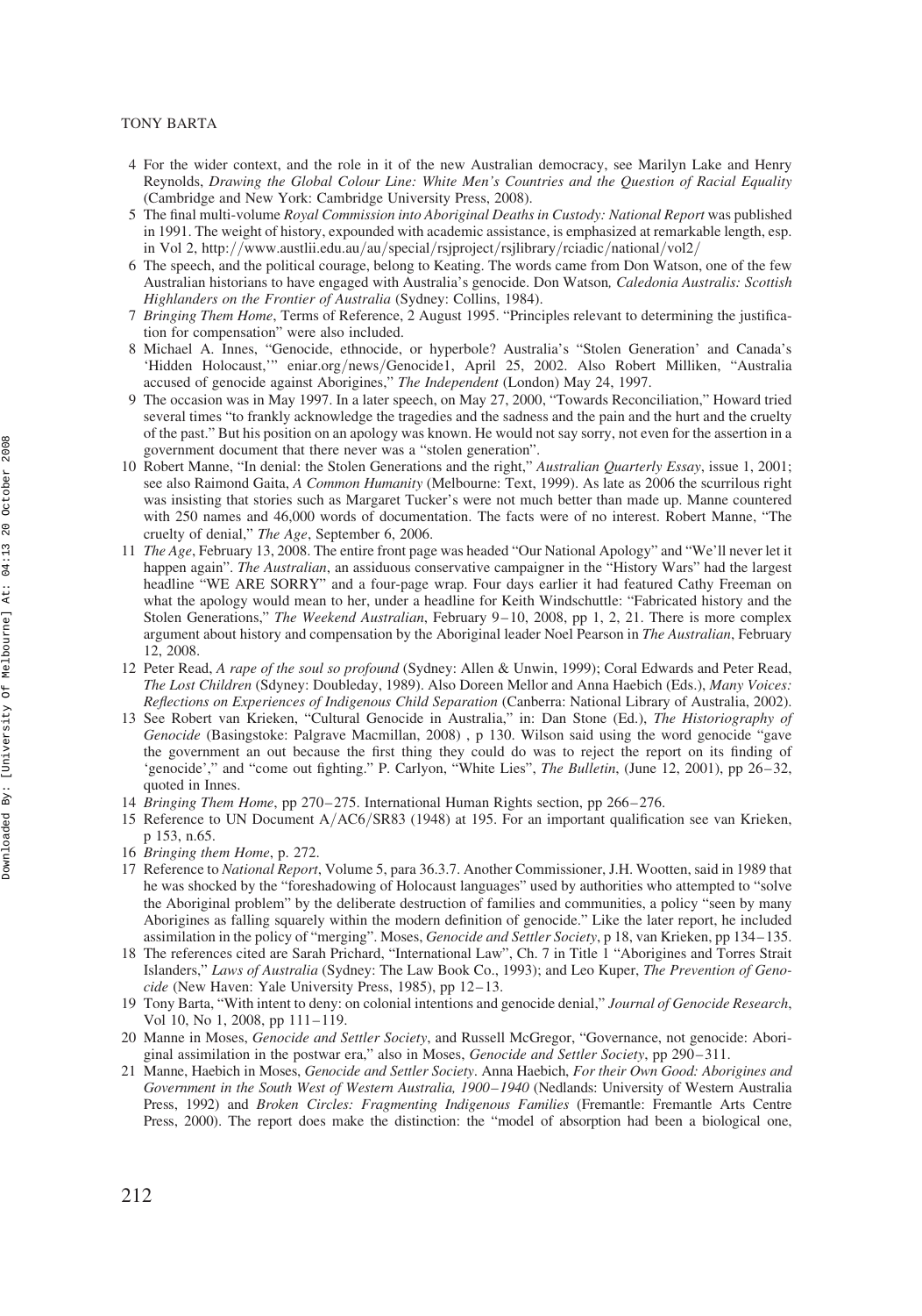4 For the wider context, and the role in it of the new Australian democracy, see Marilyn Lake and Henry Reynolds, *Drawing the Global Colour Line: White Men's Countries and the Question of Racial Equality* (Cambridge and New York: Cambridge University Press, 2008).

5 The final multi-volume *Royal Commission into Aboriginal Deaths in Custody: National Report* was published in 1991. The weight of history, expounded with academic assistance, is emphasized at remarkable length, esp. in Vol 2, http://www.austlii.edu.au/au/special/rsjproject/rsjlibrary/rciadic/national/vol2/

6 The speech, and the political courage, belong to Keating. The words came from Don Watson, one of the few Australian historians to have engaged with Australia's genocide. Don Watson*, Caledonia Australis: Scottish Highlanders on the Frontier of Australia* (Sydney: Collins, 1984).

7 *Bringing Them Home*, Terms of Reference, 2 August 1995. "Principles relevant to determining the justification for compensation" were also included.

8 Michael A. Innes, "Genocide, ethnocide, or hyperbole? Australia's "Stolen Generation' and Canada's 'Hidden Holocaust,'" eniar.org/news/Genocide1, April 25, 2002. Also Robert Milliken, "Australia accused of genocide against Aborigines," *The Independent* (London) May 24, 1997.

9 The occasion was in May 1997. In a later speech, on May 27, 2000, "Towards Reconciliation," Howard tried several times "to frankly acknowledge the tragedies and the sadness and the pain and the hurt and the cruelty of the past." But his position on an apology was known. He would not say sorry, not even for the assertion in a government document that there never was a "stolen generation".

10 Robert Manne, "In denial: the Stolen Generations and the right," *Australian Quarterly Essay*, issue 1, 2001; see also Raimond Gaita, *A Common Humanity* (Melbourne: Text, 1999). As late as 2006 the scurrilous right was insisting that stories such as Margaret Tucker's were not much better than made up. Manne countered with 250 names and 46,000 words of documentation. The facts were of no interest. Robert Manne, "The cruelty of denial," *The Age*, September 6, 2006.

11 *The Age*, February 13, 2008. The entire front page was headed "Our National Apology" and "We'll never let it happen again". *The Australian*, an assiduous conservative campaigner in the "History Wars" had the largest headline "WE ARE SORRY" and a four-page wrap. Four days earlier it had featured Cathy Freeman on what the apology would mean to her, under a headline for Keith Windschuttle: "Fabricated history and the Stolen Generations," *The Weekend Australian*, February 9–10, 2008, pp 1, 2, 21. There is more complex argument about history and compensation by the Aboriginal leader Noel Pearson in *The Australian*, February 12, 2008.

12 Peter Read, *A rape of the soul so profound* (Sydney: Allen & Unwin, 1999); Coral Edwards and Peter Read, *The Lost Children* (Sdyney: Doubleday, 1989). Also Doreen Mellor and Anna Haebich (Eds.), *Many Voices: Reflections on Experiences of Indigenous Child Separation* (Canberra: National Library of Australia, 2002).

13 See Robert van Krieken, "Cultural Genocide in Australia," in: Dan Stone (Ed.), *The Historiography of Genocide* (Basingstoke: Palgrave Macmillan, 2008) , p 130. Wilson said using the word genocide "gave the government an out because the first thing they could do was to reject the report on its finding of 'genocide'," and "come out fighting." P. Carlyon, "White Lies", *The Bulletin*, (June 12, 2001), pp 26–32, quoted in Innes.

14 *Bringing Them Home*, pp 270–275. International Human Rights section, pp 266–276.

15 Reference to UN Document A/AC6/SR83 (1948) at 195. For an important qualification see van Krieken, p 153, n.65.

16 *Bringing them Home*, p. 272.

17 Reference to *National Report*, Volume 5, para 36.3.7. Another Commissioner, J.H. Wootten, said in 1989 that he was shocked by the "foreshadowing of Holocaust languages" used by authorities who attempted to "solve the Aboriginal problem" by the deliberate destruction of families and communities, a policy "seen by many Aborigines as falling squarely within the modern definition of genocide." Like the later report, he included assimilation in the policy of "merging". Moses, *Genocide and Settler Society*, p 18, van Krieken, pp 134–135.

18 The references cited are Sarah Prichard, "International Law", Ch. 7 in Title 1 "Aborigines and Torres Strait Islanders," *Laws of Australia* (Sydney: The Law Book Co., 1993); and Leo Kuper, *The Prevention of Genocide* (New Haven: Yale University Press, 1985), pp 12–13.

19 Tony Barta, "With intent to deny: on colonial intentions and genocide denial," *Journal of Genocide Research*, Vol 10, No 1, 2008, pp 111–119.

20 Manne in Moses, *Genocide and Settler Society*, and Russell McGregor, "Governance, not genocide: Aboriginal assimilation in the postwar era," also in Moses, *Genocide and Settler Society*, pp 290–311.

21 Manne, Haebich in Moses, *Genocide and Settler Society*. Anna Haebich, *For their Own Good: Aborigines and Government in the South West of Western Australia, 1900–1940* (Nedlands: University of Western Australia Press, 1992) and *Broken Circles: Fragmenting Indigenous Families* (Fremantle: Fremantle Arts Centre Press, 2000). The report does make the distinction: the "model of absorption had been a biological one,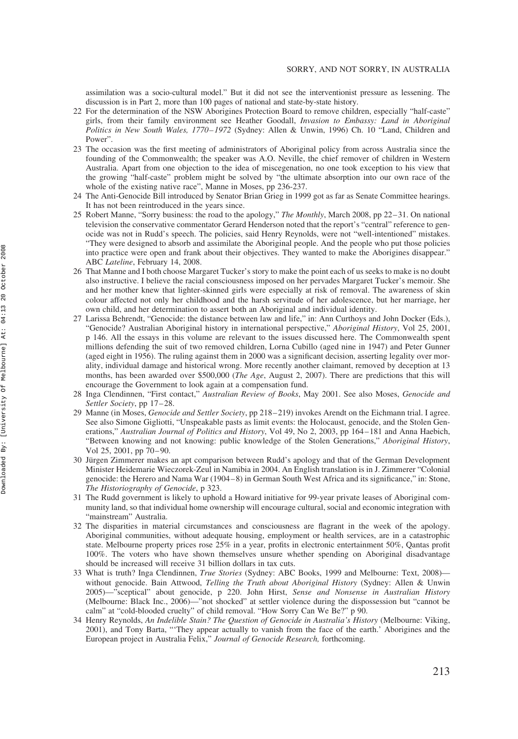assimilation was a socio-cultural model." But it did not see the interventionist pressure as lessening. The discussion is in Part 2, more than 100 pages of national and state-by-state history.

22 For the determination of the NSW Aborigines Protection Board to remove children, especially "half-caste" girls, from their family environment see Heather Goodall, *Invasion to Embassy: Land in Aboriginal Politics in New South Wales, 1770–1972* (Sydney: Allen & Unwin, 1996) Ch. 10 "Land, Children and Power".

23 The occasion was the first meeting of administrators of Aboriginal policy from across Australia since the founding of the Commonwealth; the speaker was A.O. Neville, the chief remover of children in Western Australia. Apart from one objection to the idea of miscegenation, no one took exception to his view that the growing "half-caste" problem might be solved by "the ultimate absorption into our own race of the whole of the existing native race", Manne in Moses, pp 236-237.

24 The Anti-Genocide Bill introduced by Senator Brian Grieg in 1999 got as far as Senate Committee hearings. It has not been reintroduced in the years since.

25 Robert Manne, "Sorry business: the road to the apology," *The Monthly*, March 2008, pp 22–31. On national television the conservative commentator Gerard Henderson noted that the report's "central" reference to genocide was not in Rudd's speech. The policies, said Henry Reynolds, were not "well-intentioned" mistakes. "They were designed to absorb and assimilate the Aboriginal people. And the people who put those policies into practice were open and frank about their objectives. They wanted to make the Aborigines disappear." ABC *Lateline*, February 14, 2008.

26 That Manne and I both choose Margaret Tucker's story to make the point each of us seeks to make is no doubt also instructive. I believe the racial consciousness imposed on her pervades Margaret Tucker's memoir. She and her mother knew that lighter-skinned girls were especially at risk of removal. The awareness of skin colour affected not only her childhood and the harsh servitude of her adolescence, but her marriage, her own child, and her determination to assert both an Aboriginal and individual identity.

27 Larissa Behrendt, "Genocide: the distance between law and life," in: Ann Curthoys and John Docker (Eds.), "Genocide? Australian Aboriginal history in international perspective," *Aboriginal History*, Vol 25, 2001, p 146. All the essays in this volume are relevant to the issues discussed here. The Commonwealth spent millions defending the suit of two removed children, Lorna Cubillo (aged nine in 1947) and Peter Gunner (aged eight in 1956). The ruling against them in 2000 was a significant decision, asserting legality over morality, individual damage and historical wrong. More recently another claimant, removed by deception at 13 months, has been awarded over $500,000 (*The Age*, August 2, 2007). There are predictions that this will encourage the Government to look again at a compensation fund.

28 Inga Clendinnen, "First contact," *Australian Review of Books*, May 2001. See also Moses, *Genocide and Settler Society*, pp 17–28.

29 Manne (in Moses, *Genocide and Settler Society*, pp 218–219) invokes Arendt on the Eichmann trial. I agree. See also Simone Gigliotti, "Unspeakable pasts as limit events: the Holocaust, genocide, and the Stolen Generations," *Australian Journal of Politics and History*, Vol 49, No 2, 2003, pp 164–181 and Anna Haebich, "Between knowing and not knowing: public knowledge of the Stolen Generations," *Aboriginal History*, Vol 25, 2001, pp 70–90.

30 Jürgen Zimmerer makes an apt comparison between Rudd's apology and that of the German Development Minister Heidemarie Wieczorek-Zeul in Namibia in 2004. An English translation is in J. Zimmerer "Colonial genocide: the Herero and Nama War (1904–8) in German South West Africa and its significance," in: Stone, *The Historiography of Genocide*, p 323.

31 The Rudd government is likely to uphold a Howard initiative for 99-year private leases of Aboriginal community land, so that individual home ownership will encourage cultural, social and economic integration with "mainstream" Australia.

32 The disparities in material circumstances and consciousness are flagrant in the week of the apology. Aboriginal communities, without adequate housing, employment or health services, are in a catastrophic state. Melbourne property prices rose 25% in a year, profits in electronic entertainment 50%, Qantas profit 100%. The voters who have shown themselves unsure whether spending on Aboriginal disadvantage should be increased will receive 31 billion dollars in tax cuts.

33 What is truth? Inga Clendinnen, *True Stories* (Sydney: ABC Books, 1999 and Melbourne: Text, 2008)—without genocide. Bain Attwood, *Telling the Truth about Aboriginal History* (Sydney: Allen & Unwin 2005)—"sceptical" about genocide, p 220. John Hirst, *Sense and Nonsense in Australian History* (Melbourne: Black Inc., 2006)—"not shocked" at settler violence during the dispossession but "cannot be calm" at "cold-blooded cruelty" of child removal. "How Sorry Can We Be?" p 90.

34 Henry Reynolds, *An Indelible Stain? The Question of Genocide in Australia's History* (Melbourne: Viking, 2001), and Tony Barta, "'They appear actually to vanish from the face of the earth.' Aborigines and the European project in Australia Felix," *Journal of Genocide Research,* forthcoming.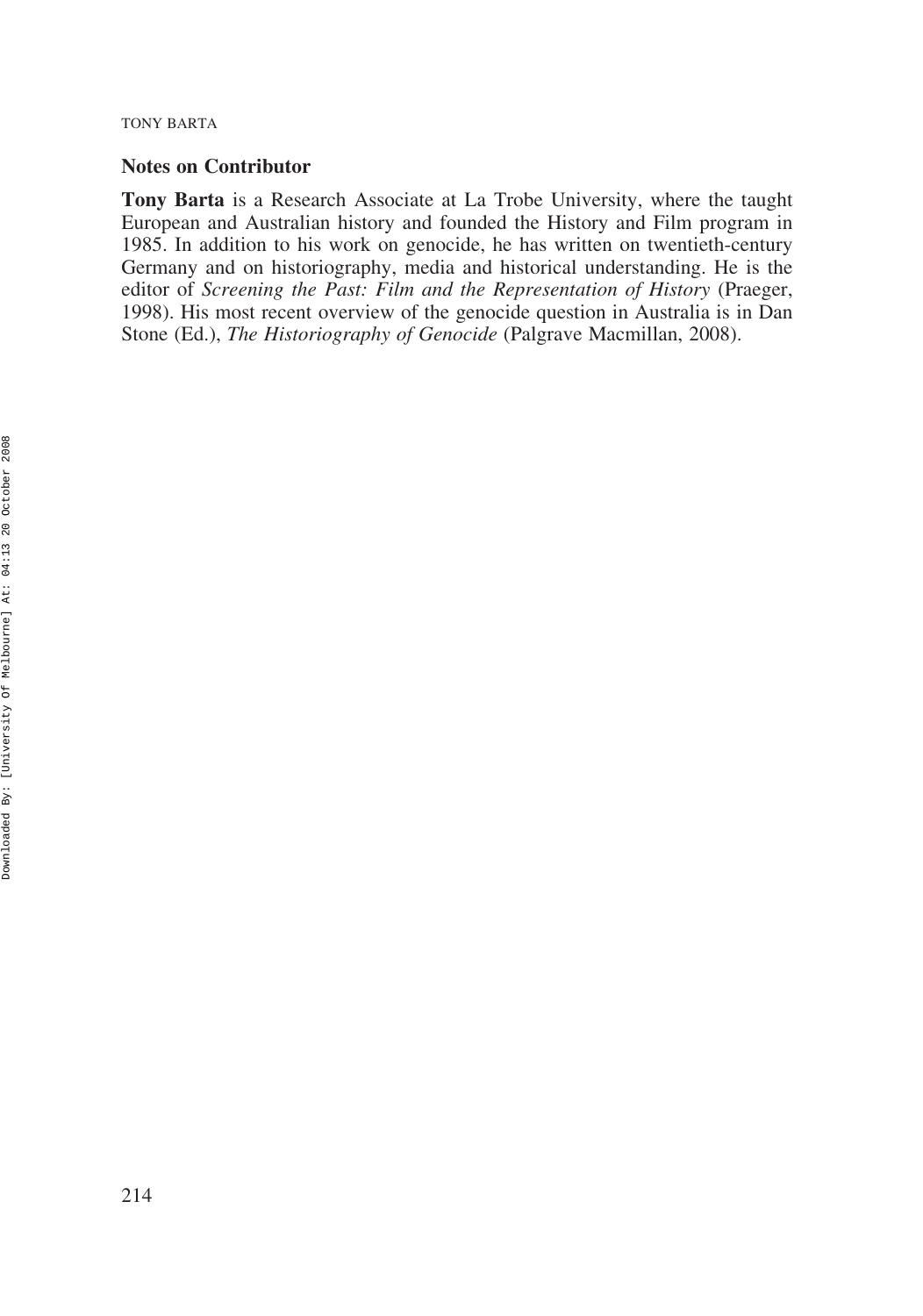## Notes on Contributor

**Tony Barta** is a Research Associate at La Trobe University, where the taught European and Australian history and founded the History and Film program in 1985. In addition to his work on genocide, he has written on twentieth-century Germany and on historiography, media and historical understanding. He is the editor of *Screening the Past: Film and the Representation of History* (Praeger, 1998). His most recent overview of the genocide question in Australia is in Dan Stone (Ed.), *The Historiography of Genocide* (Palgrave Macmillan, 2008).